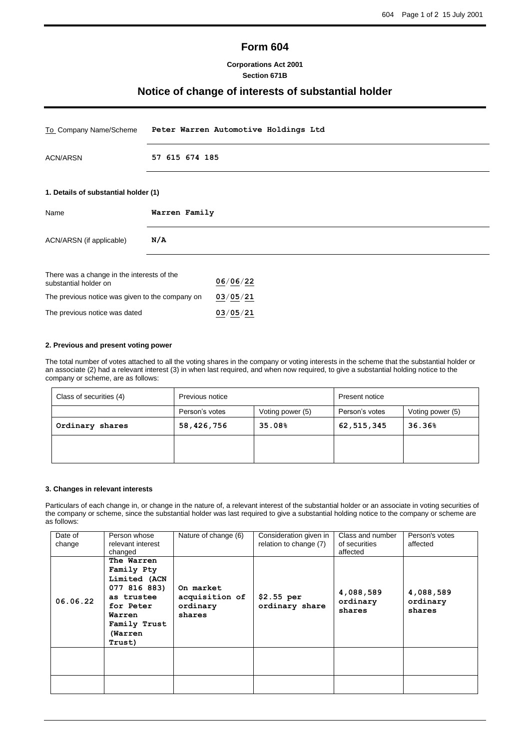# Form 604

**Corporations Act 2001**
**Section 671B**

## Notice of change of interests of substantial holder

| | |
|---|---|
| To Company Name/Scheme | **Peter Warren Automotive Holdings Ltd** |
| ACN/ARSN | **57 615 674 185** |

### 1. Details of substantial holder (1)

| | |
|---|---|
| Name | **Warren Family** |
| ACN/ARSN (if applicable) | **N/A** |

| | |
|---|---|
| There was a change in the interests of the substantial holder on | **06/06/22** |
| The previous notice was given to the company on | **03/05/21** |
| The previous notice was dated | **03/05/21** |

### 2. Previous and present voting power

The total number of votes attached to all the voting shares in the company or voting interests in the scheme that the substantial holder or an associate (2) had a relevant interest (3) in when last required, and when now required, to give a substantial holding notice to the company or scheme, are as follows:

| Class of securities (4) | Previous notice | | Present notice | |
|---|---|---|---|---|
| | Person's votes | Voting power (5) | Person's votes | Voting power (5) |
| **Ordinary shares** | **58,426,756** | **35.08%** | **62,515,345** | **36.36%** |
| | | | | |

### 3. Changes in relevant interests

Particulars of each change in, or change in the nature of, a relevant interest of the substantial holder or an associate in voting securities of the company or scheme, since the substantial holder was last required to give a substantial holding notice to the company or scheme are as follows:

| Date of change | Person whose relevant interest changed | Nature of change (6) | Consideration given in relation to change (7) | Class and number of securities affected | Person's votes affected |
|---|---|---|---|---|---|
| **06.06.22** | **The Warren Family Pty Limited (ACN 077 816 883) as trustee for Peter Warren Family Trust (Warren Trust)** | **On market acquisition of ordinary shares** | **$2.55 per ordinary share** | **4,088,589 ordinary shares** | **4,088,589 ordinary shares** |
| | | | | | |
| | | | | | |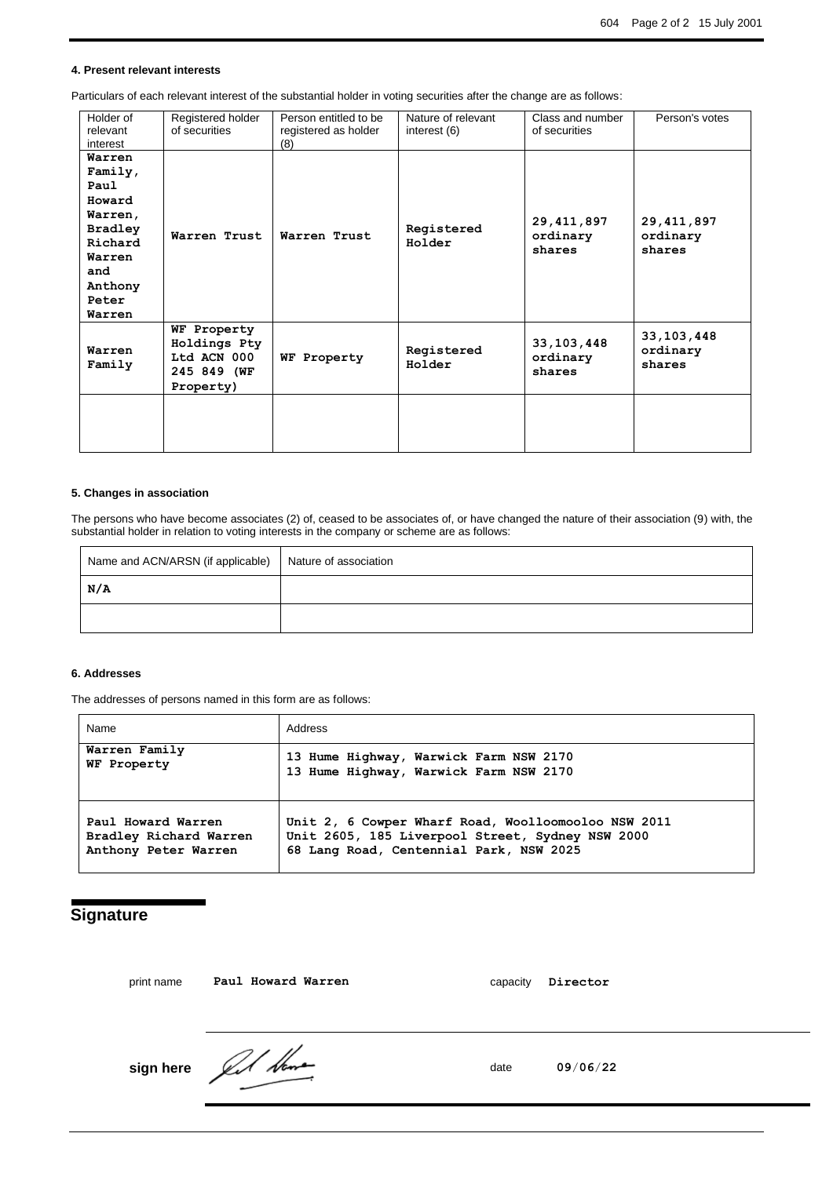#### 4. Present relevant interests

Particulars of each relevant interest of the substantial holder in voting securities after the change are as follows:

| Holder of relevant interest | Registered holder of securities | Person entitled to be registered as holder (8) | Nature of relevant interest (6) | Class and number of securities | Person's votes |
|---|---|---|---|---|---|
| **Warren Family, Paul Howard Warren, Bradley Richard Warren and Anthony Peter Warren** | **Warren Trust** | **Warren Trust** | **Registered Holder** | **29,411,897 ordinary shares** | **29,411,897 ordinary shares** |
| **Warren Family** | **WF Property Holdings Pty Ltd ACN 000 245 849 (WF Property)** | **WF Property** | **Registered Holder** | **33,103,448 ordinary shares** | **33,103,448 ordinary shares** |
| | | | | | |

#### 5. Changes in association

The persons who have become associates (2) of, ceased to be associates of, or have changed the nature of their association (9) with, the substantial holder in relation to voting interests in the company or scheme are as follows:

| Name and ACN/ARSN (if applicable) | Nature of association |
|---|---|
| **N/A** | |
| | |

#### 6. Addresses

The addresses of persons named in this form are as follows:

| Name | Address |
|---|---|
| **Warren Family**<br>**WF Property** | **13 Hume Highway, Warwick Farm NSW 2170**<br>**13 Hume Highway, Warwick Farm NSW 2170** |
| **Paul Howard Warren**<br>**Bradley Richard Warren**<br>**Anthony Peter Warren** | **Unit 2, 6 Cowper Wharf Road, Woolloomooloo NSW 2011**<br>**Unit 2605, 185 Liverpool Street, Sydney NSW 2000**<br>**68 Lang Road, Centennial Park, NSW 2025** |

## Signature

print name **Paul Howard Warren** capacity **Director**

sign here date **09/06/22**